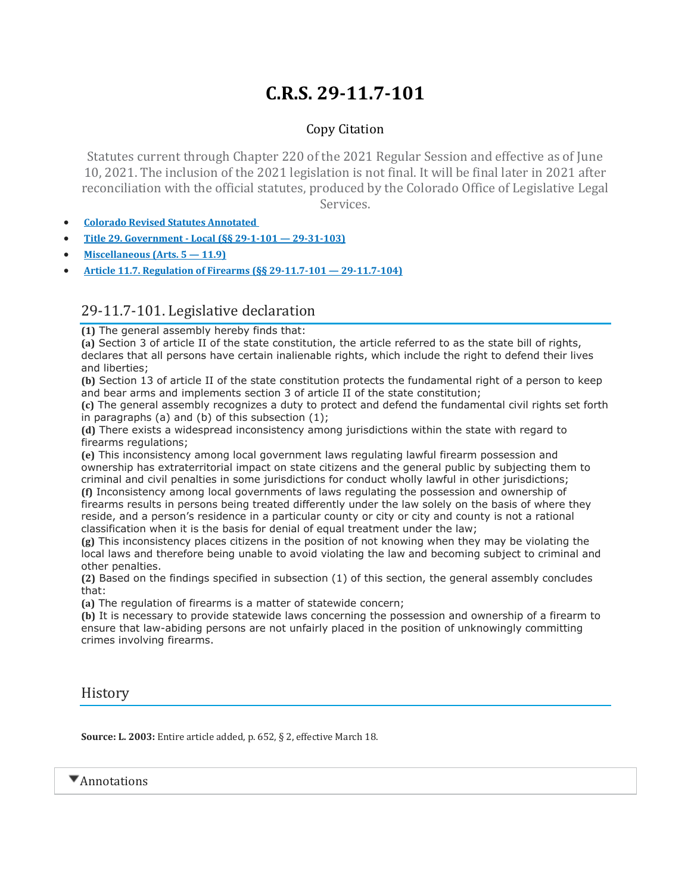# C.R.S. 29-11.7-101

Copy Citation

Statutes current through Chapter 220 of the 2021 Regular Session and effective as of June 10, 2021. The inclusion of the 2021 legislation is not final. It will be final later in 2021 after reconciliation with the official statutes, produced by the Colorado Office of Legislative Legal Services.

- **Colorado Revised Statutes Annotated**
- **Title 29. Government - Local (§§ 29-1-101 — 29-31-103)**
- **Miscellaneous (Arts. 5 — 11.9)**
- **Article 11.7. Regulation of Firearms (§§ 29-11.7-101 — 29-11.7-104)**

## 29-11.7-101. Legislative declaration

**(1)** The general assembly hereby finds that:

**(a)** Section 3 of article II of the state constitution, the article referred to as the state bill of rights, declares that all persons have certain inalienable rights, which include the right to defend their lives and liberties;

**(b)** Section 13 of article II of the state constitution protects the fundamental right of a person to keep and bear arms and implements section 3 of article II of the state constitution;

**(c)** The general assembly recognizes a duty to protect and defend the fundamental civil rights set forth in paragraphs (a) and (b) of this subsection (1);

**(d)** There exists a widespread inconsistency among jurisdictions within the state with regard to firearms regulations;

**(e)** This inconsistency among local government laws regulating lawful firearm possession and ownership has extraterritorial impact on state citizens and the general public by subjecting them to criminal and civil penalties in some jurisdictions for conduct wholly lawful in other jurisdictions;

**(f)** Inconsistency among local governments of laws regulating the possession and ownership of firearms results in persons being treated differently under the law solely on the basis of where they reside, and a person's residence in a particular county or city or city and county is not a rational classification when it is the basis for denial of equal treatment under the law;

**(g)** This inconsistency places citizens in the position of not knowing when they may be violating the local laws and therefore being unable to avoid violating the law and becoming subject to criminal and other penalties.

**(2)** Based on the findings specified in subsection (1) of this section, the general assembly concludes that:

**(a)** The regulation of firearms is a matter of statewide concern;

**(b)** It is necessary to provide statewide laws concerning the possession and ownership of a firearm to ensure that law-abiding persons are not unfairly placed in the position of unknowingly committing crimes involving firearms.

## History

**Source: L. 2003:** Entire article added, p. 652, § 2, effective March 18.

▼Annotations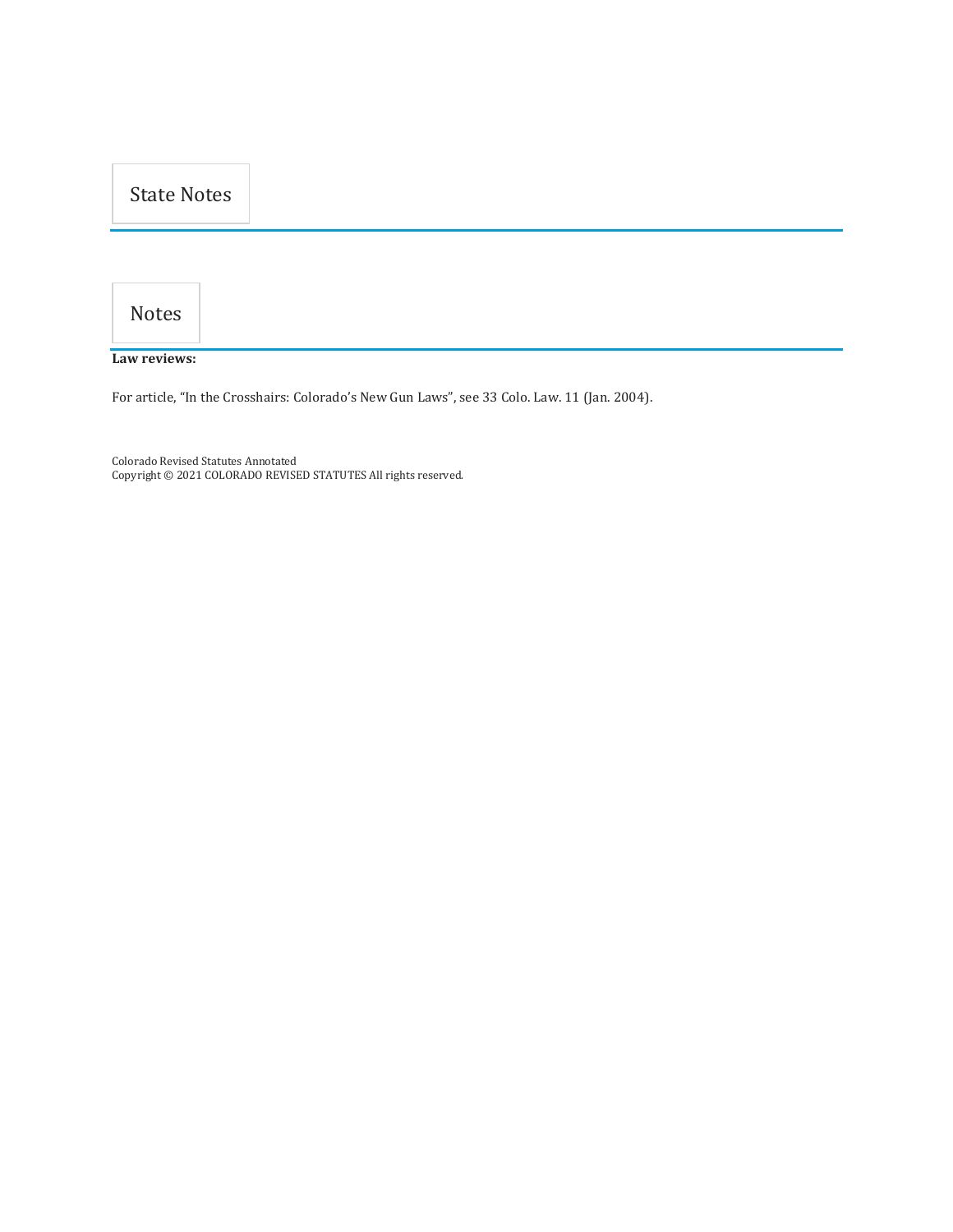## State Notes

### Notes

**Law reviews:**

For article, “In the Crosshairs: Colorado’s New Gun Laws”, see 33 Colo. Law. 11 (Jan. 2004).

Colorado Revised Statutes Annotated
Copyright © 2021 COLORADO REVISED STATUTES All rights reserved.